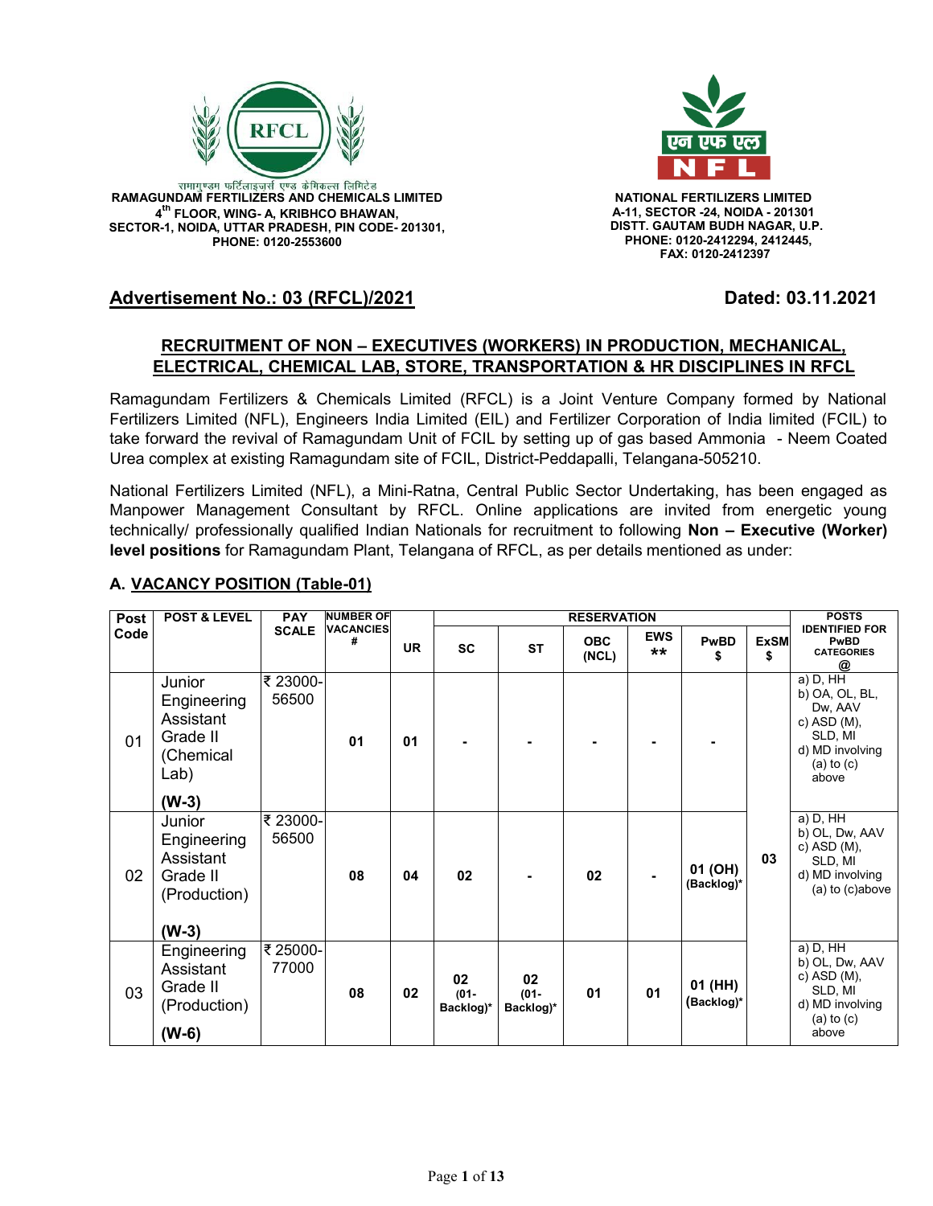रामागुण्डम फर्टिलाइज़र्स एण्ड केमिकल्स लिमिटेड
**RAMAGUNDAM FERTILIZERS AND CHEMICALS LIMITED**
**4th FLOOR, WING- A, KRIBHCO BHAWAN,**
**SECTOR-1, NOIDA, UTTAR PRADESH, PIN CODE- 201301,**
**PHONE: 0120-2553600**

**NATIONAL FERTILIZERS LIMITED**
**A-11, SECTOR -24, NOIDA - 201301**
**DISTT. GAUTAM BUDH NAGAR, U.P.**
**PHONE: 0120-2412294, 2412445,**
**FAX: 0120-2412397**

**Advertisement No.: 03 (RFCL)/2021** **Dated: 03.11.2021**

## RECRUITMENT OF NON – EXECUTIVES (WORKERS) IN PRODUCTION, MECHANICAL, ELECTRICAL, CHEMICAL LAB, STORE, TRANSPORTATION & HR DISCIPLINES IN RFCL

Ramagundam Fertilizers & Chemicals Limited (RFCL) is a Joint Venture Company formed by National Fertilizers Limited (NFL), Engineers India Limited (EIL) and Fertilizer Corporation of India limited (FCIL) to take forward the revival of Ramagundam Unit of FCIL by setting up of gas based Ammonia - Neem Coated Urea complex at existing Ramagundam site of FCIL, District-Peddapalli, Telangana-505210.

National Fertilizers Limited (NFL), a Mini-Ratna, Central Public Sector Undertaking, has been engaged as Manpower Management Consultant by RFCL. Online applications are invited from energetic young technically/ professionally qualified Indian Nationals for recruitment to following **Non – Executive (Worker) level positions** for Ramagundam Plant, Telangana of RFCL, as per details mentioned as under:

### A. VACANCY POSITION (Table-01)

| Post Code | POST & LEVEL | PAY SCALE | NUMBER OF VACANCIES # | RESERVATION | | | | | | | POSTS IDENTIFIED FOR PwBD CATEGORIES @ |
|---|---|---|---|---|---|---|---|---|---|---|---|
| | | | | UR | SC | ST | OBC (NCL) | EWS ** | PwBD $ | ExSM $ | |
| 01 | Junior Engineering Assistant Grade II (Chemical Lab) **(W-3)** | ₹ 23000-56500 | **01** | **01** | - | - | - | - | - | **03** | a) D, HH b) OA, OL, BL, Dw, AAV c) ASD (M), SLD, MI d) MD involving (a) to (c) above |
| 02 | Junior Engineering Assistant Grade II (Production) **(W-3)** | ₹ 23000-56500 | **08** | **04** | **02** | - | **02** | - | **01 (OH) (Backlog)*** | | a) D, HH b) OL, Dw, AAV c) ASD (M), SLD, MI d) MD involving (a) to (c)above |
| 03 | Engineering Assistant Grade II (Production) **(W-6)** | ₹ 25000-77000 | **08** | **02** | **02 (01-Backlog)*** | **02 (01-Backlog)*** | **01** | **01** | **01 (HH) (Backlog)*** | | a) D, HH b) OL, Dw, AAV c) ASD (M), SLD, MI d) MD involving (a) to (c) above |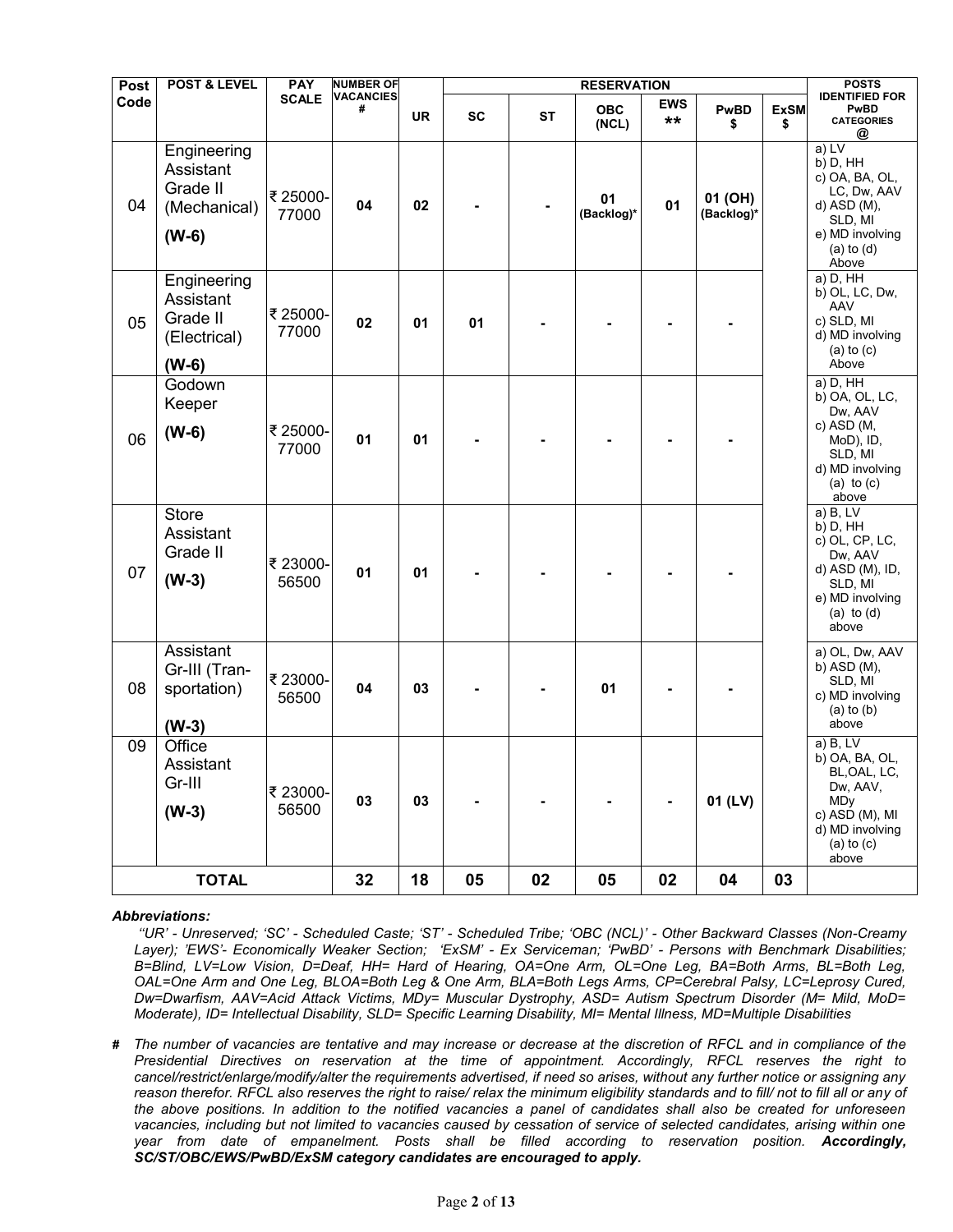| Post Code | POST & LEVEL | PAY SCALE | NUMBER OF VACANCIES # | RESERVATION | | | | | | | POSTS IDENTIFIED FOR PwBD CATEGORIES @ |
|---|---|---|---|---|---|---|---|---|---|---|---|
| | | | | UR | SC | ST | OBC (NCL) | EWS ** | PwBD $ | ExSM $ | |
| 04 | Engineering Assistant Grade II (Mechanical) (W-6) | ₹ 25000-77000 | 04 | 02 | - | - | 01 (Backlog)* | 01 | 01 (OH) (Backlog)* | | a) LV b) D, HH c) OA, BA, OL, LC, Dw, AAV d) ASD (M), SLD, MI e) MD involving (a) to (d) Above |
| 05 | Engineering Assistant Grade II (Electrical) (W-6) | ₹ 25000-77000 | 02 | 01 | 01 | - | - | - | - | | a) D, HH b) OL, LC, Dw, AAV c) SLD, MI d) MD involving (a) to (c) Above |
| 06 | Godown Keeper (W-6) | ₹ 25000-77000 | 01 | 01 | - | - | - | - | - | | a) D, HH b) OA, OL, LC, Dw, AAV c) ASD (M, MoD), ID, SLD, MI d) MD involving (a) to (c) above |
| 07 | Store Assistant Grade II (W-3) | ₹ 23000-56500 | 01 | 01 | - | - | - | - | - | | a) B, LV b) D, HH c) OL, CP, LC, Dw, AAV d) ASD (M), ID, SLD, MI e) MD involving (a) to (d) above |
| 08 | Assistant Gr-III (Transportation) (W-3) | ₹ 23000-56500 | 04 | 03 | - | - | 01 | - | - | | a) OL, Dw, AAV b) ASD (M), SLD, MI c) MD involving (a) to (b) above |
| 09 | Office Assistant Gr-III (W-3) | ₹ 23000-56500 | 03 | 03 | - | - | - | - | 01 (LV) | | a) B, LV b) OA, BA, OL, BL,OAL, LC, Dw, AAV, MDy c) ASD (M), MI d) MD involving (a) to (c) above |
| **TOTAL** | | | 32 | 18 | 05 | 02 | 05 | 02 | 04 | 03 | |

***Abbreviations:***

*''UR' - Unreserved; 'SC' - Scheduled Caste; 'ST' - Scheduled Tribe; 'OBC (NCL)' - Other Backward Classes (Non-Creamy Layer); 'EWS'- Economically Weaker Section; 'ExSM' - Ex Serviceman; 'PwBD' - Persons with Benchmark Disabilities; B=Blind, LV=Low Vision, D=Deaf, HH= Hard of Hearing, OA=One Arm, OL=One Leg, BA=Both Arms, BL=Both Leg, OAL=One Arm and One Leg, BLOA=Both Leg & One Arm, BLA=Both Legs Arms, CP=Cerebral Palsy, LC=Leprosy Cured, Dw=Dwarfism, AAV=Acid Attack Victims, MDy= Muscular Dystrophy, ASD= Autism Spectrum Disorder (M= Mild, MoD= Moderate), ID= Intellectual Disability, SLD= Specific Learning Disability, MI= Mental Illness, MD=Multiple Disabilities*

**#** *The number of vacancies are tentative and may increase or decrease at the discretion of RFCL and in compliance of the Presidential Directives on reservation at the time of appointment. Accordingly, RFCL reserves the right to cancel/restrict/enlarge/modify/alter the requirements advertised, if need so arises, without any further notice or assigning any reason therefor. RFCL also reserves the right to raise/ relax the minimum eligibility standards and to fill/ not to fill all or any of the above positions. In addition to the notified vacancies a panel of candidates shall also be created for unforeseen vacancies, including but not limited to vacancies caused by cessation of service of selected candidates, arising within one year from date of empanelment. Posts shall be filled according to reservation position.* ***Accordingly, SC/ST/OBC/EWS/PwBD/ExSM category candidates are encouraged to apply.***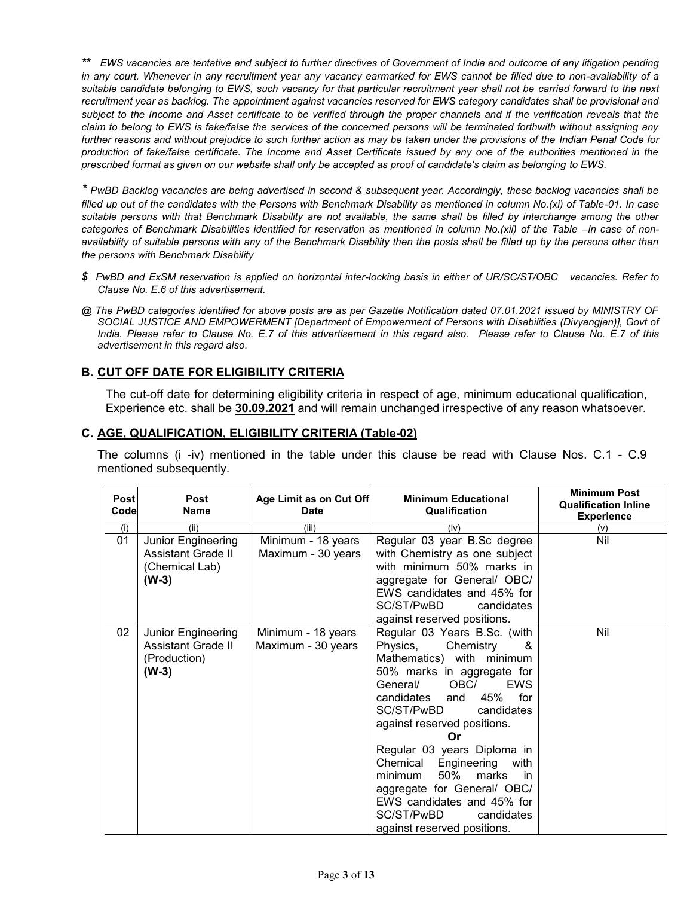*\*\* EWS vacancies are tentative and subject to further directives of Government of India and outcome of any litigation pending in any court. Whenever in any recruitment year any vacancy earmarked for EWS cannot be filled due to non-availability of a suitable candidate belonging to EWS, such vacancy for that particular recruitment year shall not be carried forward to the next recruitment year as backlog. The appointment against vacancies reserved for EWS category candidates shall be provisional and subject to the Income and Asset certificate to be verified through the proper channels and if the verification reveals that the claim to belong to EWS is fake/false the services of the concerned persons will be terminated forthwith without assigning any further reasons and without prejudice to such further action as may be taken under the provisions of the Indian Penal Code for production of fake/false certificate. The Income and Asset Certificate issued by any one of the authorities mentioned in the prescribed format as given on our website shall only be accepted as proof of candidate's claim as belonging to EWS.*

*\* PwBD Backlog vacancies are being advertised in second & subsequent year. Accordingly, these backlog vacancies shall be filled up out of the candidates with the Persons with Benchmark Disability as mentioned in column No.(xi) of Table-01. In case suitable persons with that Benchmark Disability are not available, the same shall be filled by interchange among the other categories of Benchmark Disabilities identified for reservation as mentioned in column No.(xii) of the Table –In case of non-availability of suitable persons with any of the Benchmark Disability then the posts shall be filled up by the persons other than the persons with Benchmark Disability*

***$** PwBD and ExSM reservation is applied on horizontal inter-locking basis in either of UR/SC/ST/OBC vacancies. Refer to Clause No. E.6 of this advertisement.*

***@** The PwBD categories identified for above posts are as per Gazette Notification dated 07.01.2021 issued by MINISTRY OF SOCIAL JUSTICE AND EMPOWERMENT [Department of Empowerment of Persons with Disabilities (Divyangjan)], Govt of India. Please refer to Clause No. E.7 of this advertisement in this regard also. Please refer to Clause No. E.7 of this advertisement in this regard also.*

## B. CUT OFF DATE FOR ELIGIBILITY CRITERIA

The cut-off date for determining eligibility criteria in respect of age, minimum educational qualification, Experience etc. shall be **30.09.2021** and will remain unchanged irrespective of any reason whatsoever.

## C. AGE, QUALIFICATION, ELIGIBILITY CRITERIA (Table-02)

The columns (i -iv) mentioned in the table under this clause be read with Clause Nos. C.1 - C.9 mentioned subsequently.

| Post Code | Post Name | Age Limit as on Cut Off Date | Minimum Educational Qualification | Minimum Post Qualification Inline Experience |
|---|---|---|---|---|
| (i) | (ii) | (iii) | (iv) | (v) |
| 01 | Junior Engineering Assistant Grade II (Chemical Lab) **(W-3)** | Minimum - 18 years Maximum - 30 years | Regular 03 year B.Sc degree with Chemistry as one subject with minimum 50% marks in aggregate for General/ OBC/ EWS candidates and 45% for SC/ST/PwBD candidates against reserved positions. | Nil |
| 02 | Junior Engineering Assistant Grade II (Production) **(W-3)** | Minimum - 18 years Maximum - 30 years | Regular 03 Years B.Sc. (with Physics, Chemistry & Mathematics) with minimum 50% marks in aggregate for General/ OBC/ EWS candidates and 45% for SC/ST/PwBD candidates against reserved positions. **Or** Regular 03 years Diploma in Chemical Engineering with minimum 50% marks in aggregate for General/ OBC/ EWS candidates and 45% for SC/ST/PwBD candidates against reserved positions. | Nil |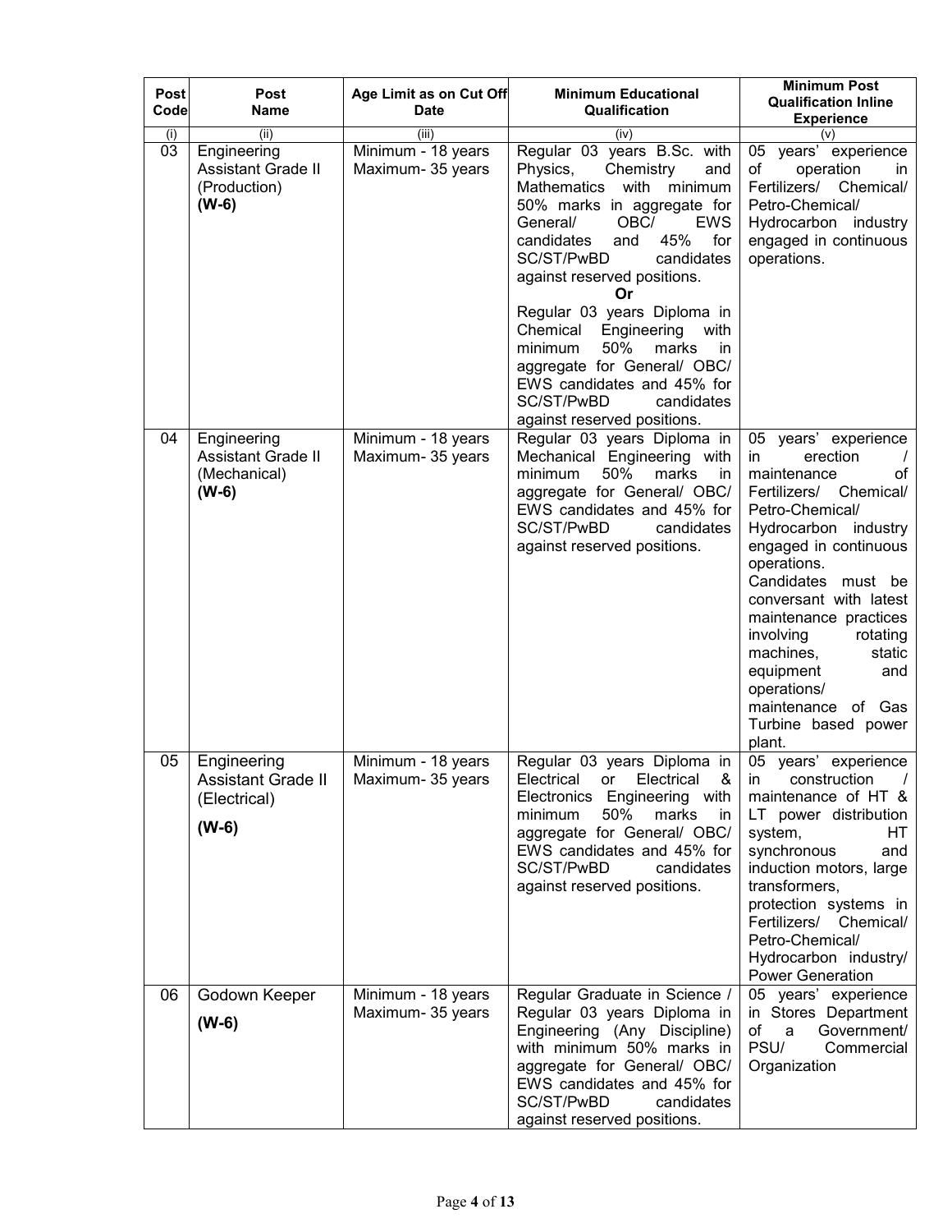| Post Code | Post Name | Age Limit as on Cut Off Date | Minimum Educational Qualification | Minimum Post Qualification Inline Experience |
|---|---|---|---|---|
| (i) | (ii) | (iii) | (iv) | (v) |
| 03 | Engineering Assistant Grade II (Production) **(W-6)** | Minimum - 18 years Maximum- 35 years | Regular 03 years B.Sc. with Physics, Chemistry and Mathematics with minimum 50% marks in aggregate for General/ OBC/ EWS candidates and 45% for SC/ST/PwBD candidates against reserved positions. **Or** Regular 03 years Diploma in Chemical Engineering with minimum 50% marks in aggregate for General/ OBC/ EWS candidates and 45% for SC/ST/PwBD candidates against reserved positions. | 05 years' experience of operation in Fertilizers/ Chemical/ Petro-Chemical/ Hydrocarbon industry engaged in continuous operations. |
| 04 | Engineering Assistant Grade II (Mechanical) **(W-6)** | Minimum - 18 years Maximum- 35 years | Regular 03 years Diploma in Mechanical Engineering with minimum 50% marks in aggregate for General/ OBC/ EWS candidates and 45% for SC/ST/PwBD candidates against reserved positions. | 05 years' experience in erection / maintenance of Fertilizers/ Chemical/ Petro-Chemical/ Hydrocarbon industry engaged in continuous operations. Candidates must be conversant with latest maintenance practices involving rotating machines, static equipment and operations/ maintenance of Gas Turbine based power plant. |
| 05 | Engineering Assistant Grade II (Electrical) **(W-6)** | Minimum - 18 years Maximum- 35 years | Regular 03 years Diploma in Electrical or Electrical & Electronics Engineering with minimum 50% marks in aggregate for General/ OBC/ EWS candidates and 45% for SC/ST/PwBD candidates against reserved positions. | 05 years' experience in construction / maintenance of HT & LT power distribution system, HT synchronous and induction motors, large transformers, protection systems in Fertilizers/ Chemical/ Petro-Chemical/ Hydrocarbon industry/ Power Generation |
| 06 | Godown Keeper **(W-6)** | Minimum - 18 years Maximum- 35 years | Regular Graduate in Science / Regular 03 years Diploma in Engineering (Any Discipline) with minimum 50% marks in aggregate for General/ OBC/ EWS candidates and 45% for SC/ST/PwBD candidates against reserved positions. | 05 years' experience in Stores Department of a Government/ PSU/ Commercial Organization |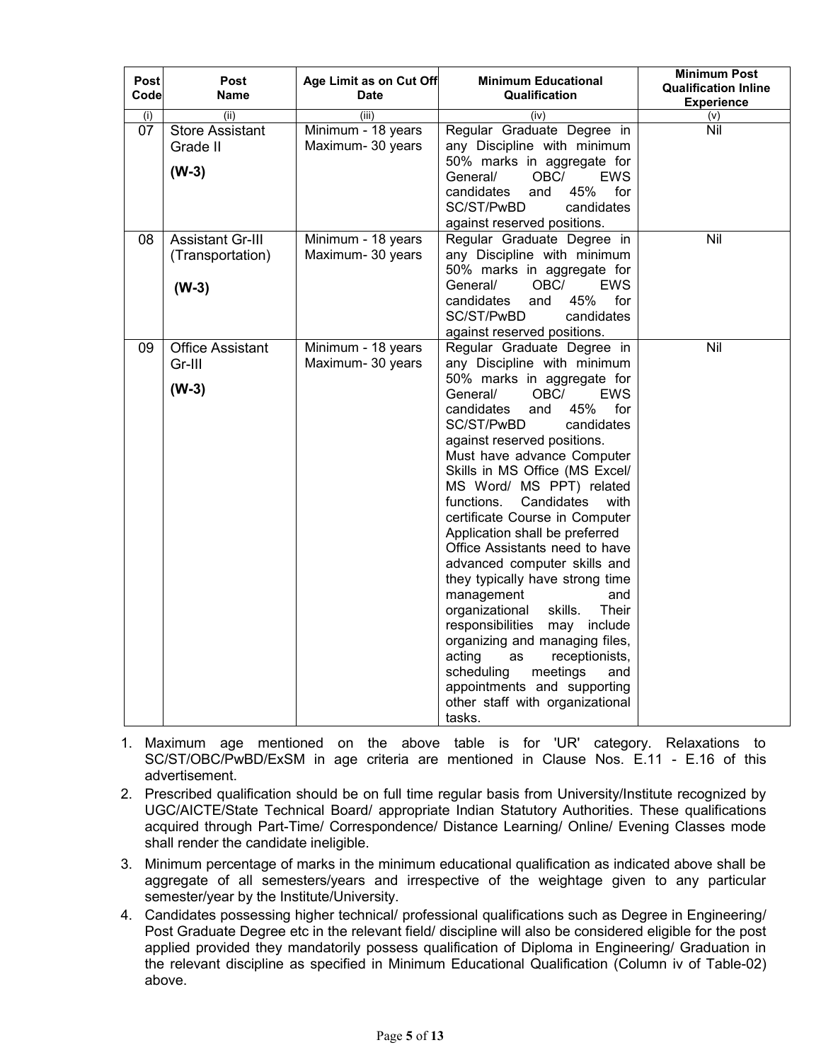| Post Code | Post Name | Age Limit as on Cut Off Date | Minimum Educational Qualification | Minimum Post Qualification Inline Experience |
|---|---|---|---|---|
| (i) | (ii) | (iii) | (iv) | (v) |
| 07 | Store Assistant Grade II **(W-3)** | Minimum - 18 years Maximum- 30 years | Regular Graduate Degree in any Discipline with minimum 50% marks in aggregate for General/ OBC/ EWS candidates and 45% for SC/ST/PwBD candidates against reserved positions. | Nil |
| 08 | Assistant Gr-III (Transportation) **(W-3)** | Minimum - 18 years Maximum- 30 years | Regular Graduate Degree in any Discipline with minimum 50% marks in aggregate for General/ OBC/ EWS candidates and 45% for SC/ST/PwBD candidates against reserved positions. | Nil |
| 09 | Office Assistant Gr-III **(W-3)** | Minimum - 18 years Maximum- 30 years | Regular Graduate Degree in any Discipline with minimum 50% marks in aggregate for General/ OBC/ EWS candidates and 45% for SC/ST/PwBD candidates against reserved positions. Must have advance Computer Skills in MS Office (MS Excel/ MS Word/ MS PPT) related functions. Candidates with certificate Course in Computer Application shall be preferred Office Assistants need to have advanced computer skills and they typically have strong time management and organizational skills. Their responsibilities may include organizing and managing files, acting as receptionists, scheduling meetings and appointments and supporting other staff with organizational tasks. | Nil |

1. Maximum age mentioned on the above table is for 'UR' category. Relaxations to SC/ST/OBC/PwBD/ExSM in age criteria are mentioned in Clause Nos. E.11 - E.16 of this advertisement.
2. Prescribed qualification should be on full time regular basis from University/Institute recognized by UGC/AICTE/State Technical Board/ appropriate Indian Statutory Authorities. These qualifications acquired through Part-Time/ Correspondence/ Distance Learning/ Online/ Evening Classes mode shall render the candidate ineligible.
3. Minimum percentage of marks in the minimum educational qualification as indicated above shall be aggregate of all semesters/years and irrespective of the weightage given to any particular semester/year by the Institute/University.
4. Candidates possessing higher technical/ professional qualifications such as Degree in Engineering/ Post Graduate Degree etc in the relevant field/ discipline will also be considered eligible for the post applied provided they mandatorily possess qualification of Diploma in Engineering/ Graduation in the relevant discipline as specified in Minimum Educational Qualification (Column iv of Table-02) above.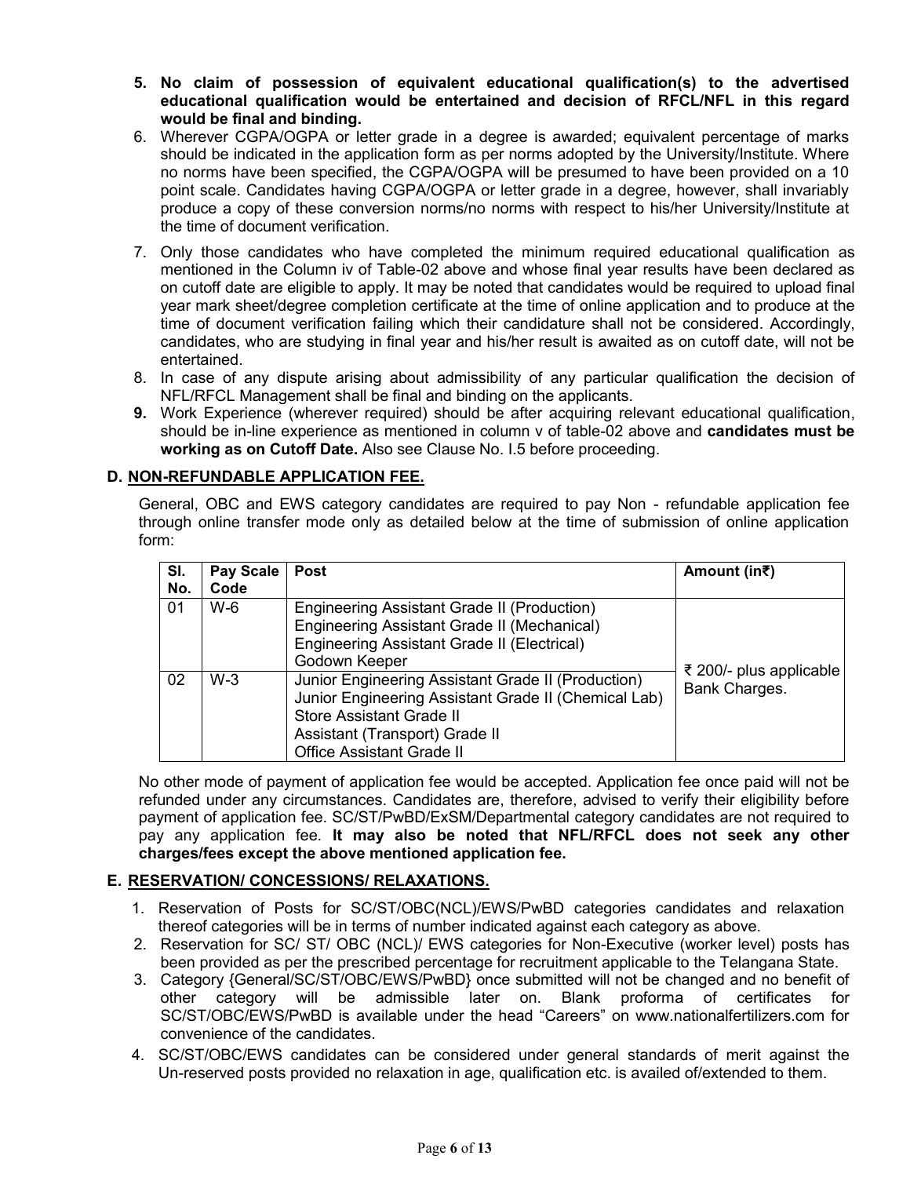5. **No claim of possession of equivalent educational qualification(s) to the advertised educational qualification would be entertained and decision of RFCL/NFL in this regard would be final and binding.**
6. Wherever CGPA/OGPA or letter grade in a degree is awarded; equivalent percentage of marks should be indicated in the application form as per norms adopted by the University/Institute. Where no norms have been specified, the CGPA/OGPA will be presumed to have been provided on a 10 point scale. Candidates having CGPA/OGPA or letter grade in a degree, however, shall invariably produce a copy of these conversion norms/no norms with respect to his/her University/Institute at the time of document verification.
7. Only those candidates who have completed the minimum required educational qualification as mentioned in the Column iv of Table-02 above and whose final year results have been declared as on cutoff date are eligible to apply. It may be noted that candidates would be required to upload final year mark sheet/degree completion certificate at the time of online application and to produce at the time of document verification failing which their candidature shall not be considered. Accordingly, candidates, who are studying in final year and his/her result is awaited as on cutoff date, will not be entertained.
8. In case of any dispute arising about admissibility of any particular qualification the decision of NFL/RFCL Management shall be final and binding on the applicants.
9. Work Experience (wherever required) should be after acquiring relevant educational qualification, should be in-line experience as mentioned in column v of table-02 above and **candidates must be working as on Cutoff Date.** Also see Clause No. I.5 before proceeding.

## D. NON-REFUNDABLE APPLICATION FEE.

General, OBC and EWS category candidates are required to pay Non - refundable application fee through online transfer mode only as detailed below at the time of submission of online application form:

| Sl. No. | Pay Scale Code | Post | Amount (in₹) |
|---|---|---|---|
| 01 | W-6 | Engineering Assistant Grade II (Production)<br>Engineering Assistant Grade II (Mechanical)<br>Engineering Assistant Grade II (Electrical)<br>Godown Keeper | ₹ 200/- plus applicable Bank Charges. |
| 02 | W-3 | Junior Engineering Assistant Grade II (Production)<br>Junior Engineering Assistant Grade II (Chemical Lab)<br>Store Assistant Grade II<br>Assistant (Transport) Grade II<br>Office Assistant Grade II | |

No other mode of payment of application fee would be accepted. Application fee once paid will not be refunded under any circumstances. Candidates are, therefore, advised to verify their eligibility before payment of application fee. SC/ST/PwBD/ExSM/Departmental category candidates are not required to pay any application fee. **It may also be noted that NFL/RFCL does not seek any other charges/fees except the above mentioned application fee.**

## E. RESERVATION/ CONCESSIONS/ RELAXATIONS.

1. Reservation of Posts for SC/ST/OBC(NCL)/EWS/PwBD categories candidates and relaxation thereof categories will be in terms of number indicated against each category as above.
2. Reservation for SC/ ST/ OBC (NCL)/ EWS categories for Non-Executive (worker level) posts has been provided as per the prescribed percentage for recruitment applicable to the Telangana State.
3. Category {General/SC/ST/OBC/EWS/PwBD} once submitted will not be changed and no benefit of other category will be admissible later on. Blank proforma of certificates for SC/ST/OBC/EWS/PwBD is available under the head "Careers" on www.nationalfertilizers.com for convenience of the candidates.
4. SC/ST/OBC/EWS candidates can be considered under general standards of merit against the Un-reserved posts provided no relaxation in age, qualification etc. is availed of/extended to them.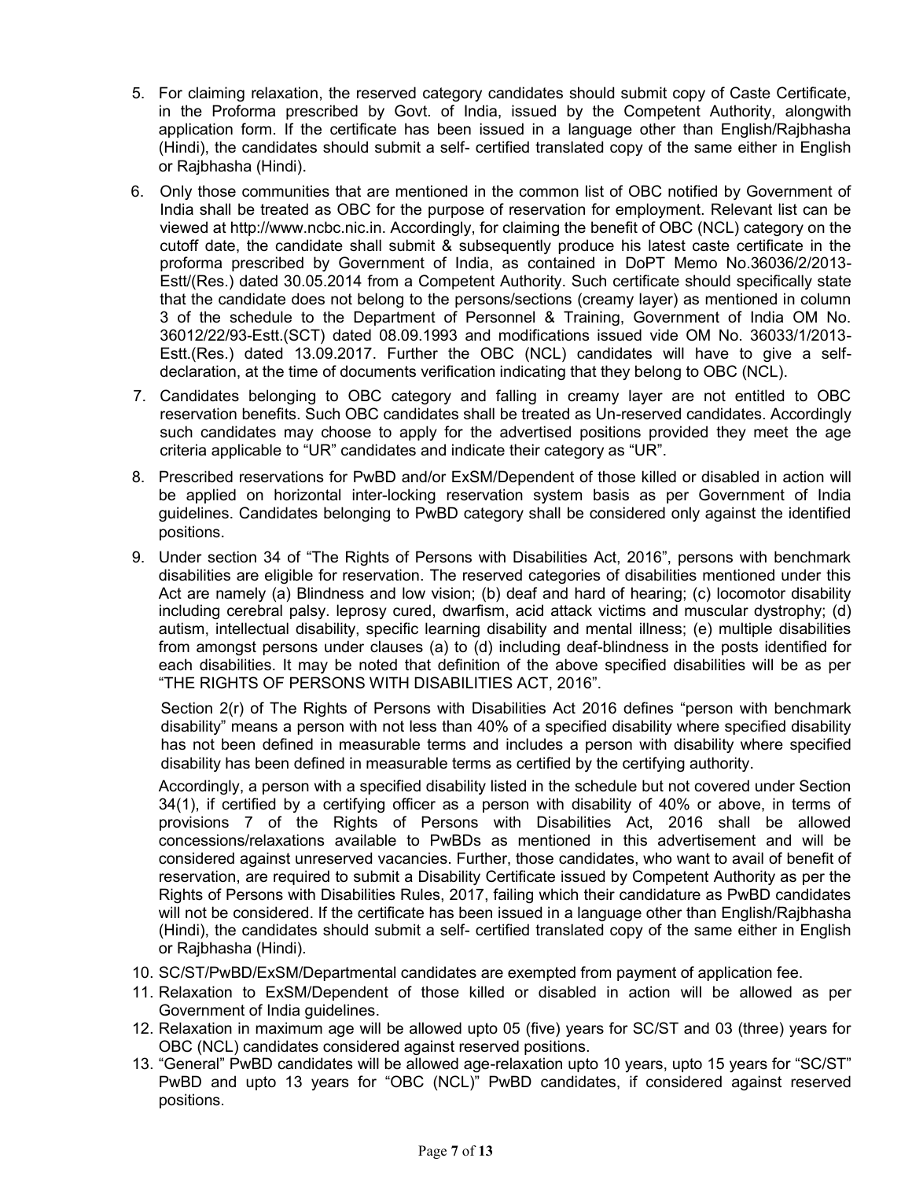5. For claiming relaxation, the reserved category candidates should submit copy of Caste Certificate, in the Proforma prescribed by Govt. of India, issued by the Competent Authority, alongwith application form. If the certificate has been issued in a language other than English/Rajbhasha (Hindi), the candidates should submit a self- certified translated copy of the same either in English or Rajbhasha (Hindi).
6. Only those communities that are mentioned in the common list of OBC notified by Government of India shall be treated as OBC for the purpose of reservation for employment. Relevant list can be viewed at http://www.ncbc.nic.in. Accordingly, for claiming the benefit of OBC (NCL) category on the cutoff date, the candidate shall submit & subsequently produce his latest caste certificate in the proforma prescribed by Government of India, as contained in DoPT Memo No.36036/2/2013-Estt/(Res.) dated 30.05.2014 from a Competent Authority. Such certificate should specifically state that the candidate does not belong to the persons/sections (creamy layer) as mentioned in column 3 of the schedule to the Department of Personnel & Training, Government of India OM No. 36012/22/93-Estt.(SCT) dated 08.09.1993 and modifications issued vide OM No. 36033/1/2013-Estt.(Res.) dated 13.09.2017. Further the OBC (NCL) candidates will have to give a self-declaration, at the time of documents verification indicating that they belong to OBC (NCL).
7. Candidates belonging to OBC category and falling in creamy layer are not entitled to OBC reservation benefits. Such OBC candidates shall be treated as Un-reserved candidates. Accordingly such candidates may choose to apply for the advertised positions provided they meet the age criteria applicable to "UR" candidates and indicate their category as "UR".
8. Prescribed reservations for PwBD and/or ExSM/Dependent of those killed or disabled in action will be applied on horizontal inter-locking reservation system basis as per Government of India guidelines. Candidates belonging to PwBD category shall be considered only against the identified positions.
9. Under section 34 of "The Rights of Persons with Disabilities Act, 2016", persons with benchmark disabilities are eligible for reservation. The reserved categories of disabilities mentioned under this Act are namely (a) Blindness and low vision; (b) deaf and hard of hearing; (c) locomotor disability including cerebral palsy. leprosy cured, dwarfism, acid attack victims and muscular dystrophy; (d) autism, intellectual disability, specific learning disability and mental illness; (e) multiple disabilities from amongst persons under clauses (a) to (d) including deaf-blindness in the posts identified for each disabilities. It may be noted that definition of the above specified disabilities will be as per "THE RIGHTS OF PERSONS WITH DISABILITIES ACT, 2016".

   Section 2(r) of The Rights of Persons with Disabilities Act 2016 defines "person with benchmark disability" means a person with not less than 40% of a specified disability where specified disability has not been defined in measurable terms and includes a person with disability where specified disability has been defined in measurable terms as certified by the certifying authority.

   Accordingly, a person with a specified disability listed in the schedule but not covered under Section 34(1), if certified by a certifying officer as a person with disability of 40% or above, in terms of provisions 7 of the Rights of Persons with Disabilities Act, 2016 shall be allowed concessions/relaxations available to PwBDs as mentioned in this advertisement and will be considered against unreserved vacancies. Further, those candidates, who want to avail of benefit of reservation, are required to submit a Disability Certificate issued by Competent Authority as per the Rights of Persons with Disabilities Rules, 2017, failing which their candidature as PwBD candidates will not be considered. If the certificate has been issued in a language other than English/Rajbhasha (Hindi), the candidates should submit a self- certified translated copy of the same either in English or Rajbhasha (Hindi).
10. SC/ST/PwBD/ExSM/Departmental candidates are exempted from payment of application fee.
11. Relaxation to ExSM/Dependent of those killed or disabled in action will be allowed as per Government of India guidelines.
12. Relaxation in maximum age will be allowed upto 05 (five) years for SC/ST and 03 (three) years for OBC (NCL) candidates considered against reserved positions.
13. "General" PwBD candidates will be allowed age-relaxation upto 10 years, upto 15 years for "SC/ST" PwBD and upto 13 years for "OBC (NCL)" PwBD candidates, if considered against reserved positions.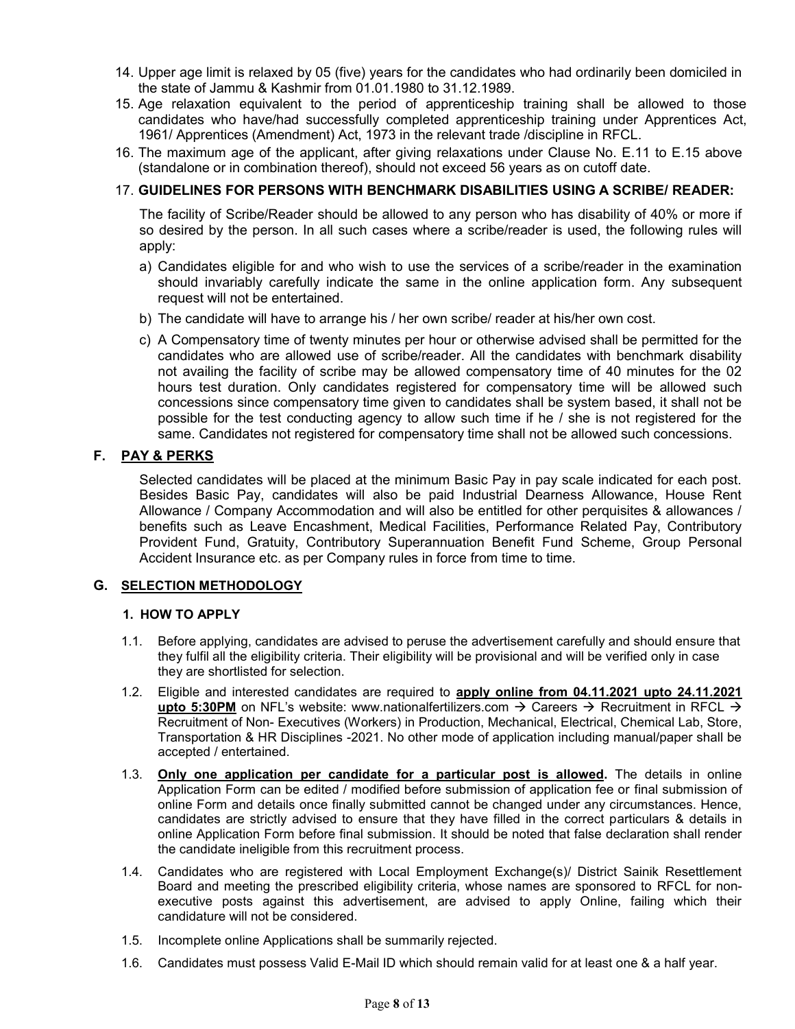14. Upper age limit is relaxed by 05 (five) years for the candidates who had ordinarily been domiciled in the state of Jammu & Kashmir from 01.01.1980 to 31.12.1989.
15. Age relaxation equivalent to the period of apprenticeship training shall be allowed to those candidates who have/had successfully completed apprenticeship training under Apprentices Act, 1961/ Apprentices (Amendment) Act, 1973 in the relevant trade /discipline in RFCL.
16. The maximum age of the applicant, after giving relaxations under Clause No. E.11 to E.15 above (standalone or in combination thereof), should not exceed 56 years as on cutoff date.
17. **GUIDELINES FOR PERSONS WITH BENCHMARK DISABILITIES USING A SCRIBE/ READER:**

    The facility of Scribe/Reader should be allowed to any person who has disability of 40% or more if so desired by the person. In all such cases where a scribe/reader is used, the following rules will apply:

    a) Candidates eligible for and who wish to use the services of a scribe/reader in the examination should invariably carefully indicate the same in the online application form. Any subsequent request will not be entertained.

    b) The candidate will have to arrange his / her own scribe/ reader at his/her own cost.

    c) A Compensatory time of twenty minutes per hour or otherwise advised shall be permitted for the candidates who are allowed use of scribe/reader. All the candidates with benchmark disability not availing the facility of scribe may be allowed compensatory time of 40 minutes for the 02 hours test duration. Only candidates registered for compensatory time will be allowed such concessions since compensatory time given to candidates shall be system based, it shall not be possible for the test conducting agency to allow such time if he / she is not registered for the same. Candidates not registered for compensatory time shall not be allowed such concessions.

## F. PAY & PERKS

Selected candidates will be placed at the minimum Basic Pay in pay scale indicated for each post. Besides Basic Pay, candidates will also be paid Industrial Dearness Allowance, House Rent Allowance / Company Accommodation and will also be entitled for other perquisites & allowances / benefits such as Leave Encashment, Medical Facilities, Performance Related Pay, Contributory Provident Fund, Gratuity, Contributory Superannuation Benefit Fund Scheme, Group Personal Accident Insurance etc. as per Company rules in force from time to time.

## G. SELECTION METHODOLOGY

### 1. HOW TO APPLY

1.1. Before applying, candidates are advised to peruse the advertisement carefully and should ensure that they fulfil all the eligibility criteria. Their eligibility will be provisional and will be verified only in case they are shortlisted for selection.

1.2. Eligible and interested candidates are required to **apply online from 04.11.2021 upto 24.11.2021 upto 5:30PM** on NFL's website: www.nationalfertilizers.com → Careers → Recruitment in RFCL → Recruitment of Non- Executives (Workers) in Production, Mechanical, Electrical, Chemical Lab, Store, Transportation & HR Disciplines -2021. No other mode of application including manual/paper shall be accepted / entertained.

1.3. **Only one application per candidate for a particular post is allowed.** The details in online Application Form can be edited / modified before submission of application fee or final submission of online Form and details once finally submitted cannot be changed under any circumstances. Hence, candidates are strictly advised to ensure that they have filled in the correct particulars & details in online Application Form before final submission. It should be noted that false declaration shall render the candidate ineligible from this recruitment process.

1.4. Candidates who are registered with Local Employment Exchange(s)/ District Sainik Resettlement Board and meeting the prescribed eligibility criteria, whose names are sponsored to RFCL for non-executive posts against this advertisement, are advised to apply Online, failing which their candidature will not be considered.

1.5. Incomplete online Applications shall be summarily rejected.

1.6. Candidates must possess Valid E-Mail ID which should remain valid for at least one & a half year.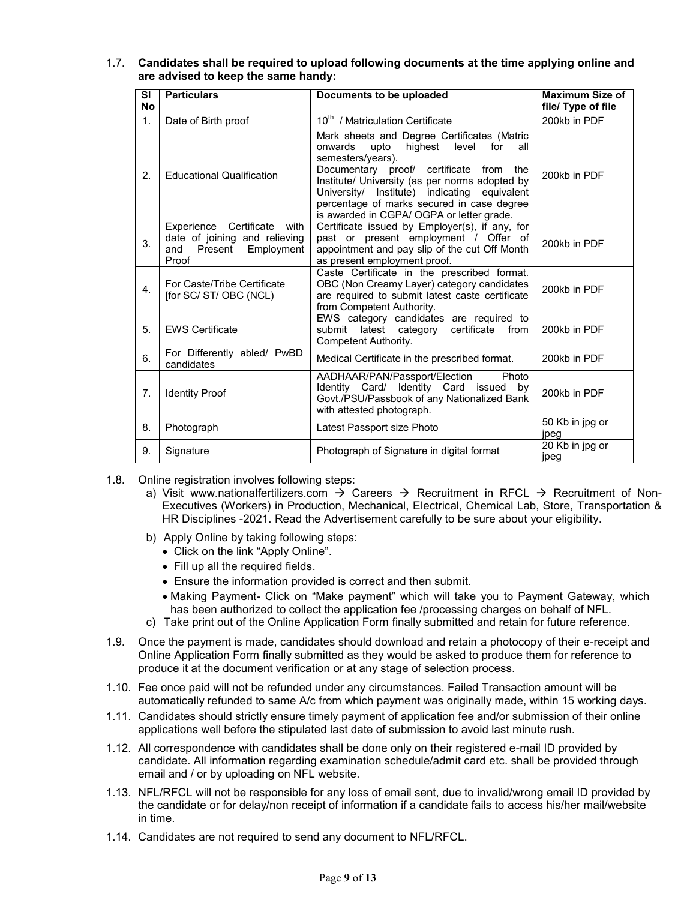1.7. **Candidates shall be required to upload following documents at the time applying online and are advised to keep the same handy:**

| Sl No | Particulars | Documents to be uploaded | Maximum Size of file/ Type of file |
|---|---|---|---|
| 1. | Date of Birth proof | 10th / Matriculation Certificate | 200kb in PDF |
| 2. | Educational Qualification | Mark sheets and Degree Certificates (Matric onwards upto highest level for all semesters/years). Documentary proof/ certificate from the Institute/ University (as per norms adopted by University/ Institute) indicating equivalent percentage of marks secured in case degree is awarded in CGPA/ OGPA or letter grade. | 200kb in PDF |
| 3. | Experience Certificate with date of joining and relieving and Present Employment Proof | Certificate issued by Employer(s), if any, for past or present employment / Offer of appointment and pay slip of the cut Off Month as present employment proof. | 200kb in PDF |
| 4. | For Caste/Tribe Certificate [for SC/ ST/ OBC (NCL) | Caste Certificate in the prescribed format. OBC (Non Creamy Layer) category candidates are required to submit latest caste certificate from Competent Authority. | 200kb in PDF |
| 5. | EWS Certificate | EWS category candidates are required to submit latest category certificate from Competent Authority. | 200kb in PDF |
| 6. | For Differently abled/ PwBD candidates | Medical Certificate in the prescribed format. | 200kb in PDF |
| 7. | Identity Proof | AADHAAR/PAN/Passport/Election Photo Identity Card/ Identity Card issued by Govt./PSU/Passbook of any Nationalized Bank with attested photograph. | 200kb in PDF |
| 8. | Photograph | Latest Passport size Photo | 50 Kb in jpg or jpeg |
| 9. | Signature | Photograph of Signature in digital format | 20 Kb in jpg or jpeg |

1.8. Online registration involves following steps:

a) Visit www.nationalfertilizers.com → Careers → Recruitment in RFCL → Recruitment of Non-Executives (Workers) in Production, Mechanical, Electrical, Chemical Lab, Store, Transportation & HR Disciplines -2021. Read the Advertisement carefully to be sure about your eligibility.

b) Apply Online by taking following steps:
- Click on the link "Apply Online".
- Fill up all the required fields.
- Ensure the information provided is correct and then submit.
- Making Payment- Click on "Make payment" which will take you to Payment Gateway, which has been authorized to collect the application fee /processing charges on behalf of NFL.

c) Take print out of the Online Application Form finally submitted and retain for future reference.

1.9. Once the payment is made, candidates should download and retain a photocopy of their e-receipt and Online Application Form finally submitted as they would be asked to produce them for reference to produce it at the document verification or at any stage of selection process.

1.10. Fee once paid will not be refunded under any circumstances. Failed Transaction amount will be automatically refunded to same A/c from which payment was originally made, within 15 working days.

1.11. Candidates should strictly ensure timely payment of application fee and/or submission of their online applications well before the stipulated last date of submission to avoid last minute rush.

1.12. All correspondence with candidates shall be done only on their registered e-mail ID provided by candidate. All information regarding examination schedule/admit card etc. shall be provided through email and / or by uploading on NFL website.

1.13. NFL/RFCL will not be responsible for any loss of email sent, due to invalid/wrong email ID provided by the candidate or for delay/non receipt of information if a candidate fails to access his/her mail/website in time.

1.14. Candidates are not required to send any document to NFL/RFCL.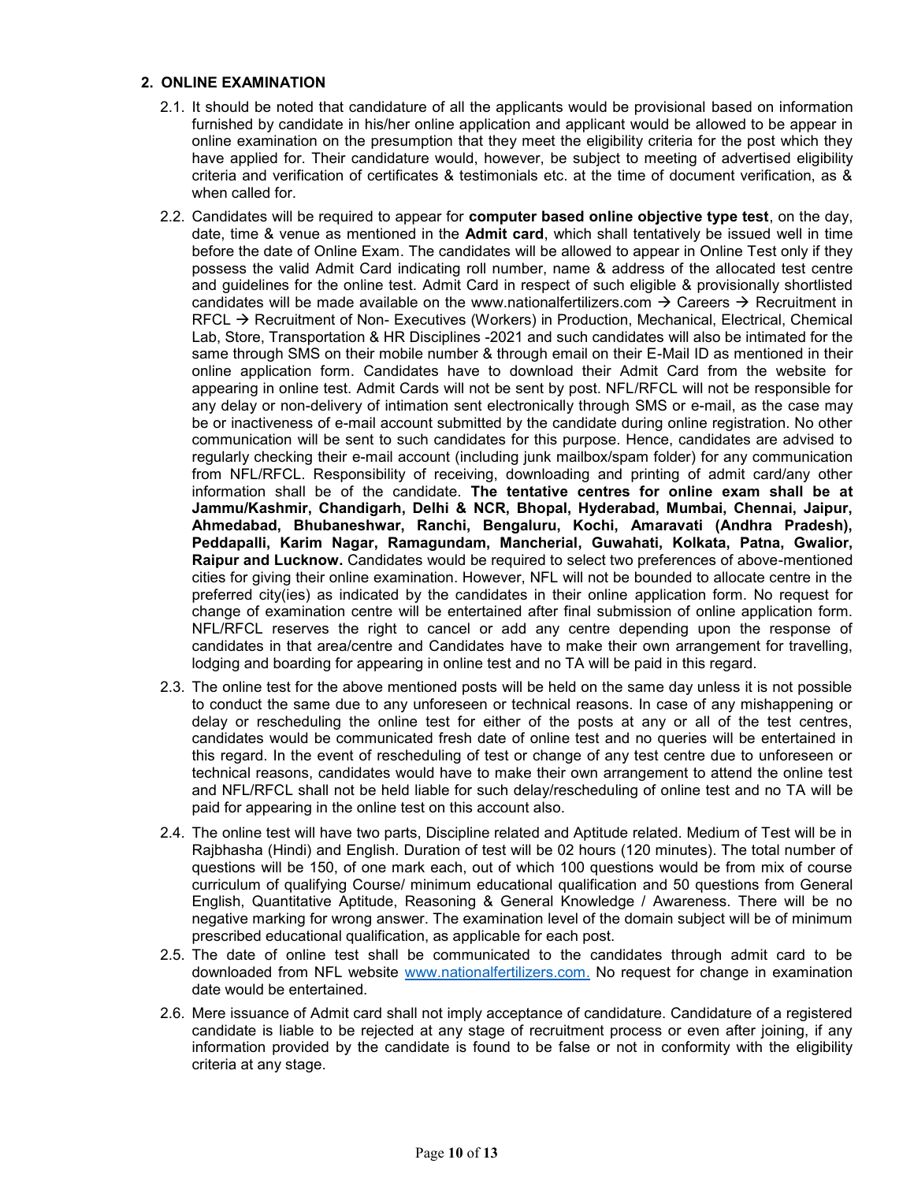## 2. ONLINE EXAMINATION

2.1. It should be noted that candidature of all the applicants would be provisional based on information furnished by candidate in his/her online application and applicant would be allowed to be appear in online examination on the presumption that they meet the eligibility criteria for the post which they have applied for. Their candidature would, however, be subject to meeting of advertised eligibility criteria and verification of certificates & testimonials etc. at the time of document verification, as & when called for.

2.2. Candidates will be required to appear for **computer based online objective type test**, on the day, date, time & venue as mentioned in the **Admit card**, which shall tentatively be issued well in time before the date of Online Exam. The candidates will be allowed to appear in Online Test only if they possess the valid Admit Card indicating roll number, name & address of the allocated test centre and guidelines for the online test. Admit Card in respect of such eligible & provisionally shortlisted candidates will be made available on the www.nationalfertilizers.com → Careers → Recruitment in RFCL → Recruitment of Non- Executives (Workers) in Production, Mechanical, Electrical, Chemical Lab, Store, Transportation & HR Disciplines -2021 and such candidates will also be intimated for the same through SMS on their mobile number & through email on their E-Mail ID as mentioned in their online application form. Candidates have to download their Admit Card from the website for appearing in online test. Admit Cards will not be sent by post. NFL/RFCL will not be responsible for any delay or non-delivery of intimation sent electronically through SMS or e-mail, as the case may be or inactiveness of e-mail account submitted by the candidate during online registration. No other communication will be sent to such candidates for this purpose. Hence, candidates are advised to regularly checking their e-mail account (including junk mailbox/spam folder) for any communication from NFL/RFCL. Responsibility of receiving, downloading and printing of admit card/any other information shall be of the candidate. **The tentative centres for online exam shall be at Jammu/Kashmir, Chandigarh, Delhi & NCR, Bhopal, Hyderabad, Mumbai, Chennai, Jaipur, Ahmedabad, Bhubaneshwar, Ranchi, Bengaluru, Kochi, Amaravati (Andhra Pradesh), Peddapalli, Karim Nagar, Ramagundam, Mancherial, Guwahati, Kolkata, Patna, Gwalior, Raipur and Lucknow.** Candidates would be required to select two preferences of above-mentioned cities for giving their online examination. However, NFL will not be bounded to allocate centre in the preferred city(ies) as indicated by the candidates in their online application form. No request for change of examination centre will be entertained after final submission of online application form. NFL/RFCL reserves the right to cancel or add any centre depending upon the response of candidates in that area/centre and Candidates have to make their own arrangement for travelling, lodging and boarding for appearing in online test and no TA will be paid in this regard.

2.3. The online test for the above mentioned posts will be held on the same day unless it is not possible to conduct the same due to any unforeseen or technical reasons. In case of any mishappening or delay or rescheduling the online test for either of the posts at any or all of the test centres, candidates would be communicated fresh date of online test and no queries will be entertained in this regard. In the event of rescheduling of test or change of any test centre due to unforeseen or technical reasons, candidates would have to make their own arrangement to attend the online test and NFL/RFCL shall not be held liable for such delay/rescheduling of online test and no TA will be paid for appearing in the online test on this account also.

2.4. The online test will have two parts, Discipline related and Aptitude related. Medium of Test will be in Rajbhasha (Hindi) and English. Duration of test will be 02 hours (120 minutes). The total number of questions will be 150, of one mark each, out of which 100 questions would be from mix of course curriculum of qualifying Course/ minimum educational qualification and 50 questions from General English, Quantitative Aptitude, Reasoning & General Knowledge / Awareness. There will be no negative marking for wrong answer. The examination level of the domain subject will be of minimum prescribed educational qualification, as applicable for each post.

2.5. The date of online test shall be communicated to the candidates through admit card to be downloaded from NFL website www.nationalfertilizers.com. No request for change in examination date would be entertained.

2.6. Mere issuance of Admit card shall not imply acceptance of candidature. Candidature of a registered candidate is liable to be rejected at any stage of recruitment process or even after joining, if any information provided by the candidate is found to be false or not in conformity with the eligibility criteria at any stage.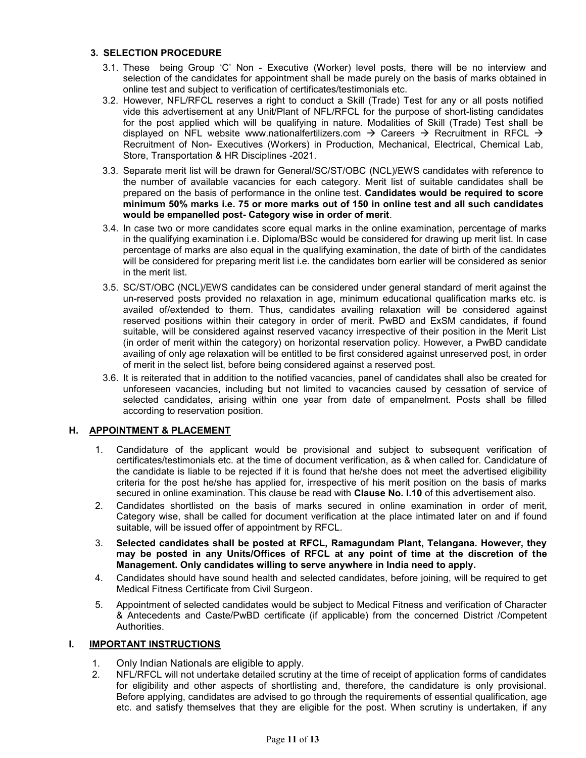### 3. SELECTION PROCEDURE

3.1. These being Group 'C' Non - Executive (Worker) level posts, there will be no interview and selection of the candidates for appointment shall be made purely on the basis of marks obtained in online test and subject to verification of certificates/testimonials etc.

3.2. However, NFL/RFCL reserves a right to conduct a Skill (Trade) Test for any or all posts notified vide this advertisement at any Unit/Plant of NFL/RFCL for the purpose of short-listing candidates for the post applied which will be qualifying in nature. Modalities of Skill (Trade) Test shall be displayed on NFL website www.nationalfertilizers.com → Careers → Recruitment in RFCL → Recruitment of Non- Executives (Workers) in Production, Mechanical, Electrical, Chemical Lab, Store, Transportation & HR Disciplines -2021.

3.3. Separate merit list will be drawn for General/SC/ST/OBC (NCL)/EWS candidates with reference to the number of available vacancies for each category. Merit list of suitable candidates shall be prepared on the basis of performance in the online test. **Candidates would be required to score minimum 50% marks i.e. 75 or more marks out of 150 in online test and all such candidates would be empanelled post- Category wise in order of merit**.

3.4. In case two or more candidates score equal marks in the online examination, percentage of marks in the qualifying examination i.e. Diploma/BSc would be considered for drawing up merit list. In case percentage of marks are also equal in the qualifying examination, the date of birth of the candidates will be considered for preparing merit list i.e. the candidates born earlier will be considered as senior in the merit list.

3.5. SC/ST/OBC (NCL)/EWS candidates can be considered under general standard of merit against the un-reserved posts provided no relaxation in age, minimum educational qualification marks etc. is availed of/extended to them. Thus, candidates availing relaxation will be considered against reserved positions within their category in order of merit. PwBD and ExSM candidates, if found suitable, will be considered against reserved vacancy irrespective of their position in the Merit List (in order of merit within the category) on horizontal reservation policy. However, a PwBD candidate availing of only age relaxation will be entitled to be first considered against unreserved post, in order of merit in the select list, before being considered against a reserved post.

3.6. It is reiterated that in addition to the notified vacancies, panel of candidates shall also be created for unforeseen vacancies, including but not limited to vacancies caused by cessation of service of selected candidates, arising within one year from date of empanelment. Posts shall be filled according to reservation position.

## H. APPOINTMENT & PLACEMENT

1. Candidature of the applicant would be provisional and subject to subsequent verification of certificates/testimonials etc. at the time of document verification, as & when called for. Candidature of the candidate is liable to be rejected if it is found that he/she does not meet the advertised eligibility criteria for the post he/she has applied for, irrespective of his merit position on the basis of marks secured in online examination. This clause be read with **Clause No. I.10** of this advertisement also.
2. Candidates shortlisted on the basis of marks secured in online examination in order of merit, Category wise, shall be called for document verification at the place intimated later on and if found suitable, will be issued offer of appointment by RFCL.
3. **Selected candidates shall be posted at RFCL, Ramagundam Plant, Telangana. However, they may be posted in any Units/Offices of RFCL at any point of time at the discretion of the Management. Only candidates willing to serve anywhere in India need to apply.**
4. Candidates should have sound health and selected candidates, before joining, will be required to get Medical Fitness Certificate from Civil Surgeon.
5. Appointment of selected candidates would be subject to Medical Fitness and verification of Character & Antecedents and Caste/PwBD certificate (if applicable) from the concerned District /Competent Authorities.

## I. IMPORTANT INSTRUCTIONS

1. Only Indian Nationals are eligible to apply.
2. NFL/RFCL will not undertake detailed scrutiny at the time of receipt of application forms of candidates for eligibility and other aspects of shortlisting and, therefore, the candidature is only provisional. Before applying, candidates are advised to go through the requirements of essential qualification, age etc. and satisfy themselves that they are eligible for the post. When scrutiny is undertaken, if any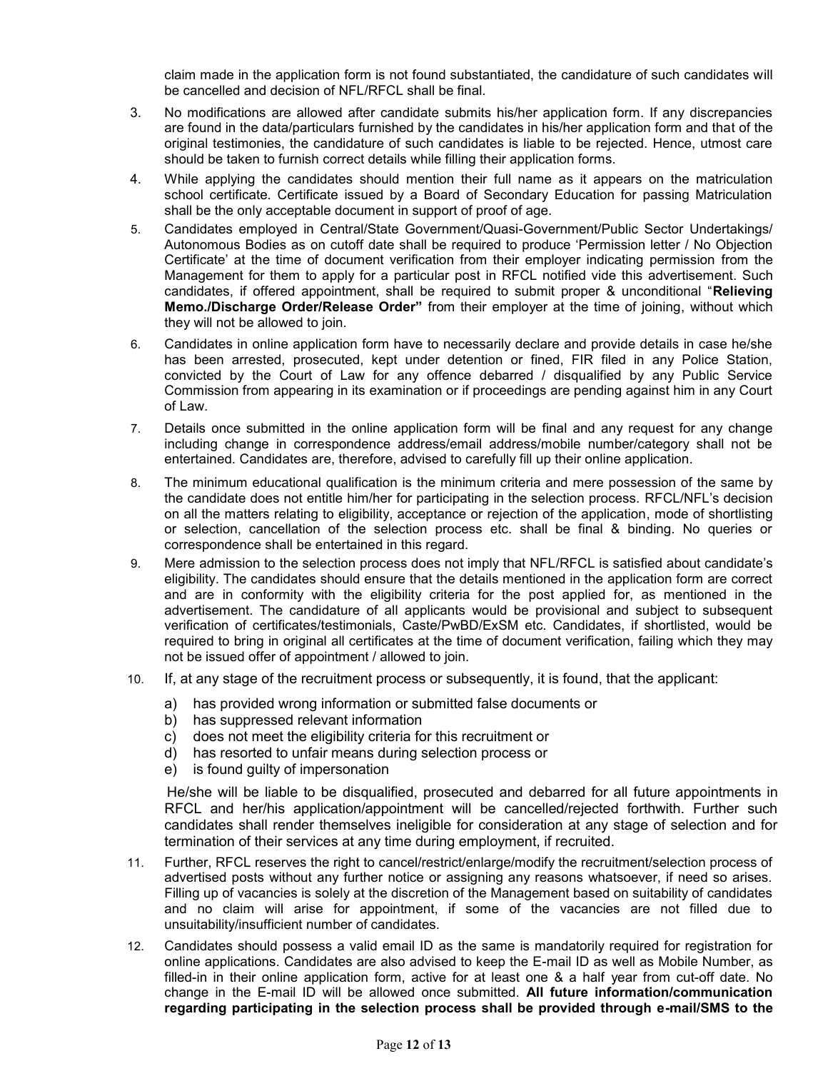claim made in the application form is not found substantiated, the candidature of such candidates will be cancelled and decision of NFL/RFCL shall be final.

3. No modifications are allowed after candidate submits his/her application form. If any discrepancies are found in the data/particulars furnished by the candidates in his/her application form and that of the original testimonies, the candidature of such candidates is liable to be rejected. Hence, utmost care should be taken to furnish correct details while filling their application forms.

4. While applying the candidates should mention their full name as it appears on the matriculation school certificate. Certificate issued by a Board of Secondary Education for passing Matriculation shall be the only acceptable document in support of proof of age.

5. Candidates employed in Central/State Government/Quasi-Government/Public Sector Undertakings/ Autonomous Bodies as on cutoff date shall be required to produce 'Permission letter / No Objection Certificate' at the time of document verification from their employer indicating permission from the Management for them to apply for a particular post in RFCL notified vide this advertisement. Such candidates, if offered appointment, shall be required to submit proper & unconditional "**Relieving Memo./Discharge Order/Release Order"** from their employer at the time of joining, without which they will not be allowed to join.

6. Candidates in online application form have to necessarily declare and provide details in case he/she has been arrested, prosecuted, kept under detention or fined, FIR filed in any Police Station, convicted by the Court of Law for any offence debarred / disqualified by any Public Service Commission from appearing in its examination or if proceedings are pending against him in any Court of Law.

7. Details once submitted in the online application form will be final and any request for any change including change in correspondence address/email address/mobile number/category shall not be entertained. Candidates are, therefore, advised to carefully fill up their online application.

8. The minimum educational qualification is the minimum criteria and mere possession of the same by the candidate does not entitle him/her for participating in the selection process. RFCL/NFL's decision on all the matters relating to eligibility, acceptance or rejection of the application, mode of shortlisting or selection, cancellation of the selection process etc. shall be final & binding. No queries or correspondence shall be entertained in this regard.

9. Mere admission to the selection process does not imply that NFL/RFCL is satisfied about candidate's eligibility. The candidates should ensure that the details mentioned in the application form are correct and are in conformity with the eligibility criteria for the post applied for, as mentioned in the advertisement. The candidature of all applicants would be provisional and subject to subsequent verification of certificates/testimonials, Caste/PwBD/ExSM etc. Candidates, if shortlisted, would be required to bring in original all certificates at the time of document verification, failing which they may not be issued offer of appointment / allowed to join.

10. If, at any stage of the recruitment process or subsequently, it is found, that the applicant:

    a) has provided wrong information or submitted false documents or
    b) has suppressed relevant information
    c) does not meet the eligibility criteria for this recruitment or
    d) has resorted to unfair means during selection process or
    e) is found guilty of impersonation

    He/she will be liable to be disqualified, prosecuted and debarred for all future appointments in RFCL and her/his application/appointment will be cancelled/rejected forthwith. Further such candidates shall render themselves ineligible for consideration at any stage of selection and for termination of their services at any time during employment, if recruited.

11. Further, RFCL reserves the right to cancel/restrict/enlarge/modify the recruitment/selection process of advertised posts without any further notice or assigning any reasons whatsoever, if need so arises. Filling up of vacancies is solely at the discretion of the Management based on suitability of candidates and no claim will arise for appointment, if some of the vacancies are not filled due to unsuitability/insufficient number of candidates.

12. Candidates should possess a valid email ID as the same is mandatorily required for registration for online applications. Candidates are also advised to keep the E-mail ID as well as Mobile Number, as filled-in in their online application form, active for at least one & a half year from cut-off date. No change in the E-mail ID will be allowed once submitted. **All future information/communication regarding participating in the selection process shall be provided through e-mail/SMS to the**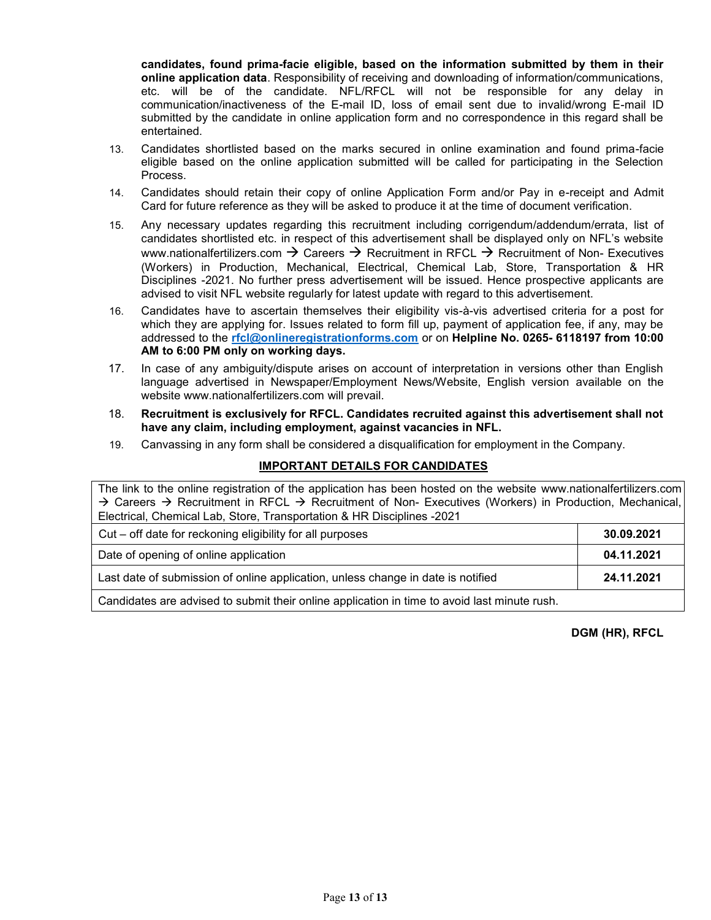**candidates, found prima-facie eligible, based on the information submitted by them in their online application data**. Responsibility of receiving and downloading of information/communications, etc. will be of the candidate. NFL/RFCL will not be responsible for any delay in communication/inactiveness of the E-mail ID, loss of email sent due to invalid/wrong E-mail ID submitted by the candidate in online application form and no correspondence in this regard shall be entertained.

13. Candidates shortlisted based on the marks secured in online examination and found prima-facie eligible based on the online application submitted will be called for participating in the Selection Process.
14. Candidates should retain their copy of online Application Form and/or Pay in e-receipt and Admit Card for future reference as they will be asked to produce it at the time of document verification.
15. Any necessary updates regarding this recruitment including corrigendum/addendum/errata, list of candidates shortlisted etc. in respect of this advertisement shall be displayed only on NFL's website www.nationalfertilizers.com → Careers → Recruitment in RFCL → Recruitment of Non- Executives (Workers) in Production, Mechanical, Electrical, Chemical Lab, Store, Transportation & HR Disciplines -2021. No further press advertisement will be issued. Hence prospective applicants are advised to visit NFL website regularly for latest update with regard to this advertisement.
16. Candidates have to ascertain themselves their eligibility vis-à-vis advertised criteria for a post for which they are applying for. Issues related to form fill up, payment of application fee, if any, may be addressed to the **rfcl@onlineregistrationforms.com** or on **Helpline No. 0265- 6118197 from 10:00 AM to 6:00 PM only on working days.**
17. In case of any ambiguity/dispute arises on account of interpretation in versions other than English language advertised in Newspaper/Employment News/Website, English version available on the website www.nationalfertilizers.com will prevail.
18. **Recruitment is exclusively for RFCL. Candidates recruited against this advertisement shall not have any claim, including employment, against vacancies in NFL.**
19. Canvassing in any form shall be considered a disqualification for employment in the Company.

## IMPORTANT DETAILS FOR CANDIDATES

| | |
|---|---|
| The link to the online registration of the application has been hosted on the website www.nationalfertilizers.com → Careers → Recruitment in RFCL → Recruitment of Non- Executives (Workers) in Production, Mechanical, Electrical, Chemical Lab, Store, Transportation & HR Disciplines -2021 | |
| Cut – off date for reckoning eligibility for all purposes | **30.09.2021** |
| Date of opening of online application | **04.11.2021** |
| Last date of submission of online application, unless change in date is notified | **24.11.2021** |
| Candidates are advised to submit their online application in time to avoid last minute rush. | |

**DGM (HR), RFCL**